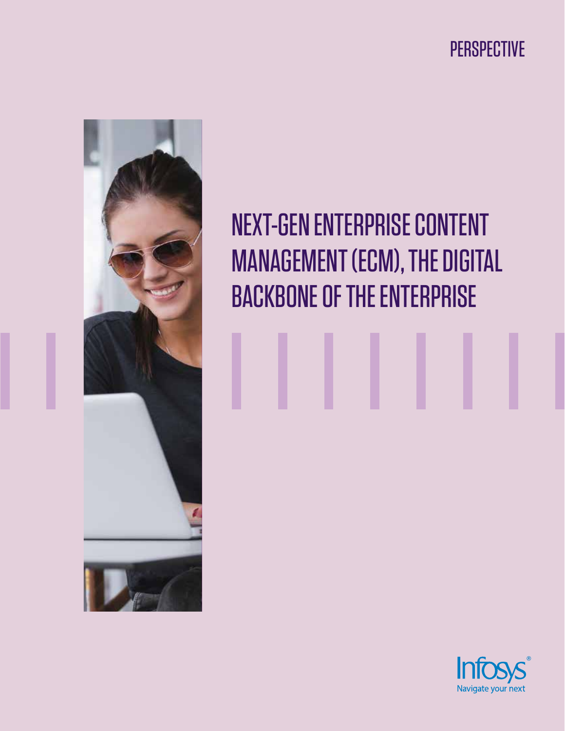PERSPECTIVE

# NEXT-GEN ENTERPRISE CONTENT MANAGEMENT (ECM), THE DIGITAL BACKBONE OF THE ENTERPRISE

Infosys®
Navigate your next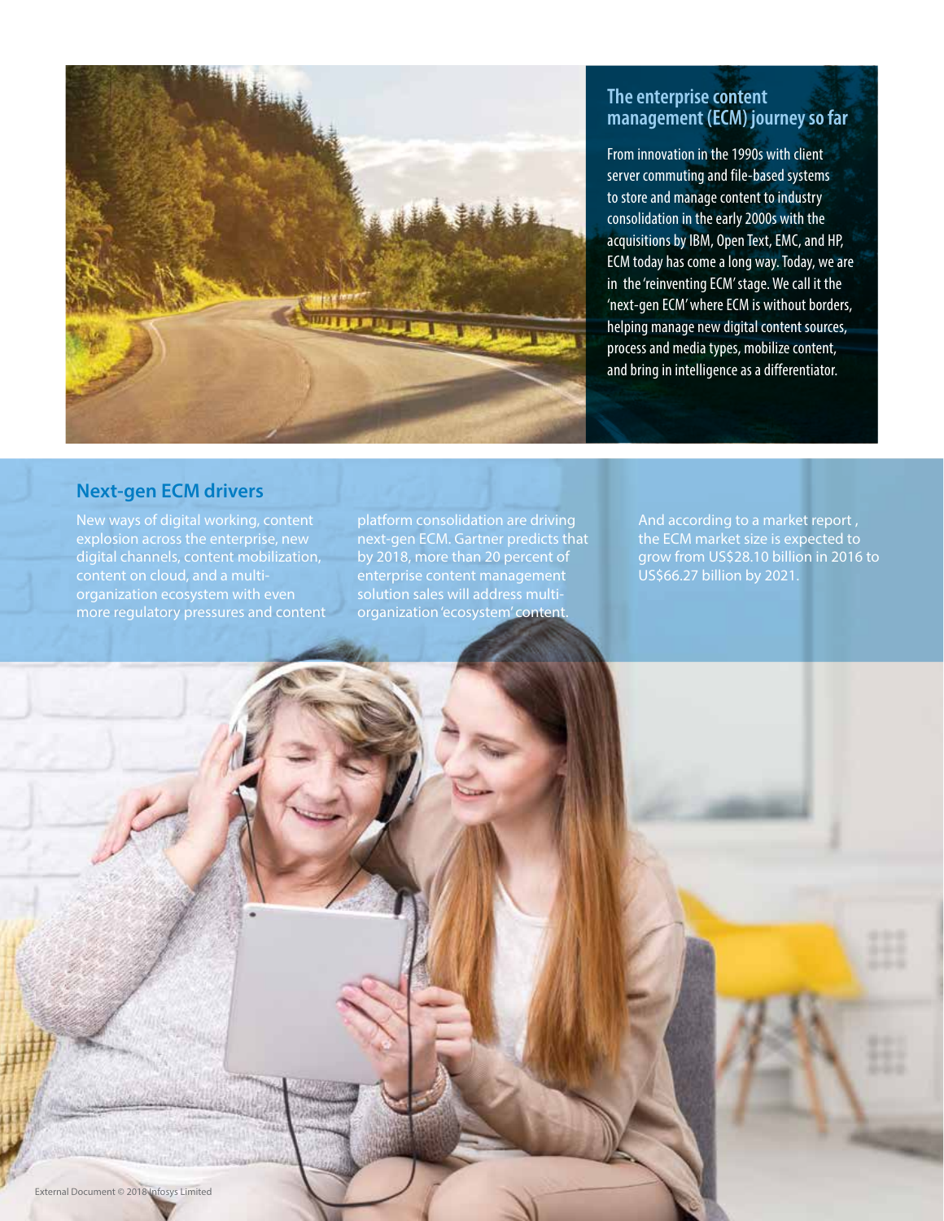## The enterprise content management (ECM) journey so far

From innovation in the 1990s with client server commuting and file-based systems to store and manage content to industry consolidation in the early 2000s with the acquisitions by IBM, Open Text, EMC, and HP, ECM today has come a long way. Today, we are in the 'reinventing ECM' stage. We call it the 'next-gen ECM' where ECM is without borders, helping manage new digital content sources, process and media types, mobilize content, and bring in intelligence as a differentiator.

## Next-gen ECM drivers

New ways of digital working, content explosion across the enterprise, new digital channels, content mobilization, content on cloud, and a multi-organization ecosystem with even more regulatory pressures and content platform consolidation are driving next-gen ECM. Gartner predicts that by 2018, more than 20 percent of enterprise content management solution sales will address multi-organization 'ecosystem' content.

And according to a market report , the ECM market size is expected to grow from US$28.10 billion in 2016 to US$66.27 billion by 2021.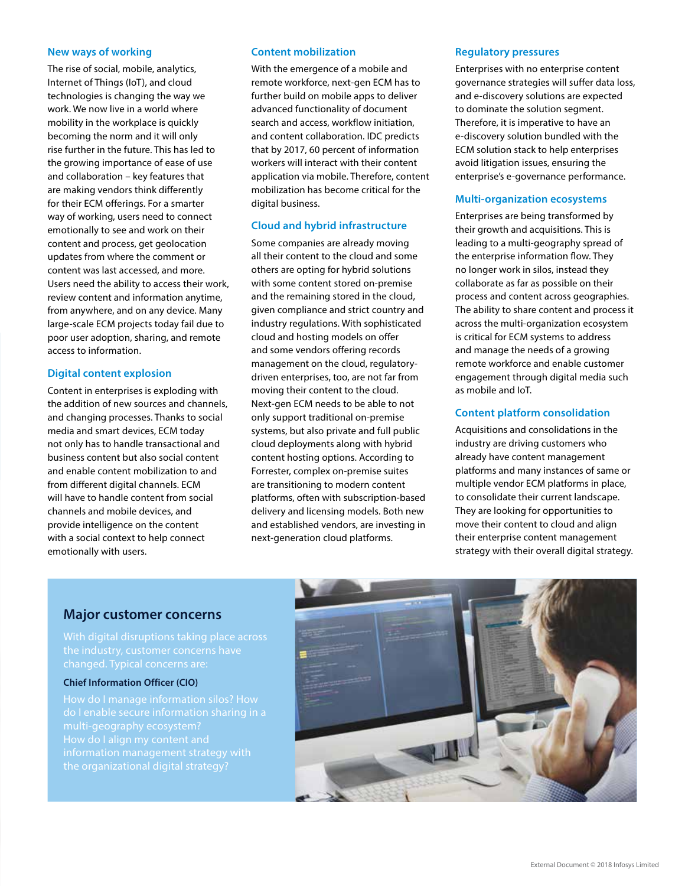### New ways of working

The rise of social, mobile, analytics, Internet of Things (IoT), and cloud technologies is changing the way we work. We now live in a world where mobility in the workplace is quickly becoming the norm and it will only rise further in the future. This has led to the growing importance of ease of use and collaboration – key features that are making vendors think differently for their ECM offerings. For a smarter way of working, users need to connect emotionally to see and work on their content and process, get geolocation updates from where the comment or content was last accessed, and more. Users need the ability to access their work, review content and information anytime, from anywhere, and on any device. Many large-scale ECM projects today fail due to poor user adoption, sharing, and remote access to information.

### Digital content explosion

Content in enterprises is exploding with the addition of new sources and channels, and changing processes. Thanks to social media and smart devices, ECM today not only has to handle transactional and business content but also social content and enable content mobilization to and from different digital channels. ECM will have to handle content from social channels and mobile devices, and provide intelligence on the content with a social context to help connect emotionally with users.

### Content mobilization

With the emergence of a mobile and remote workforce, next-gen ECM has to further build on mobile apps to deliver advanced functionality of document search and access, workflow initiation, and content collaboration. IDC predicts that by 2017, 60 percent of information workers will interact with their content application via mobile. Therefore, content mobilization has become critical for the digital business.

### Cloud and hybrid infrastructure

Some companies are already moving all their content to the cloud and some others are opting for hybrid solutions with some content stored on-premise and the remaining stored in the cloud, given compliance and strict country and industry regulations. With sophisticated cloud and hosting models on offer and some vendors offering records management on the cloud, regulatory-driven enterprises, too, are not far from moving their content to the cloud. Next-gen ECM needs to be able to not only support traditional on-premise systems, but also private and full public cloud deployments along with hybrid content hosting options. According to Forrester, complex on-premise suites are transitioning to modern content platforms, often with subscription-based delivery and licensing models. Both new and established vendors, are investing in next-generation cloud platforms.

### Regulatory pressures

Enterprises with no enterprise content governance strategies will suffer data loss, and e-discovery solutions are expected to dominate the solution segment. Therefore, it is imperative to have an e-discovery solution bundled with the ECM solution stack to help enterprises avoid litigation issues, ensuring the enterprise's e-governance performance.

### Multi-organization ecosystems

Enterprises are being transformed by their growth and acquisitions. This is leading to a multi-geography spread of the enterprise information flow. They no longer work in silos, instead they collaborate as far as possible on their process and content across geographies. The ability to share content and process it across the multi-organization ecosystem is critical for ECM systems to address and manage the needs of a growing remote workforce and enable customer engagement through digital media such as mobile and IoT.

### Content platform consolidation

Acquisitions and consolidations in the industry are driving customers who already have content management platforms and many instances of same or multiple vendor ECM platforms in place, to consolidate their current landscape. They are looking for opportunities to move their content to cloud and align their enterprise content management strategy with their overall digital strategy.

## Major customer concerns

With digital disruptions taking place across the industry, customer concerns have changed. Typical concerns are:

**Chief Information Officer (CIO)**

How do I manage information silos? How do I enable secure information sharing in a multi-geography ecosystem?
How do I align my content and information management strategy with the organizational digital strategy?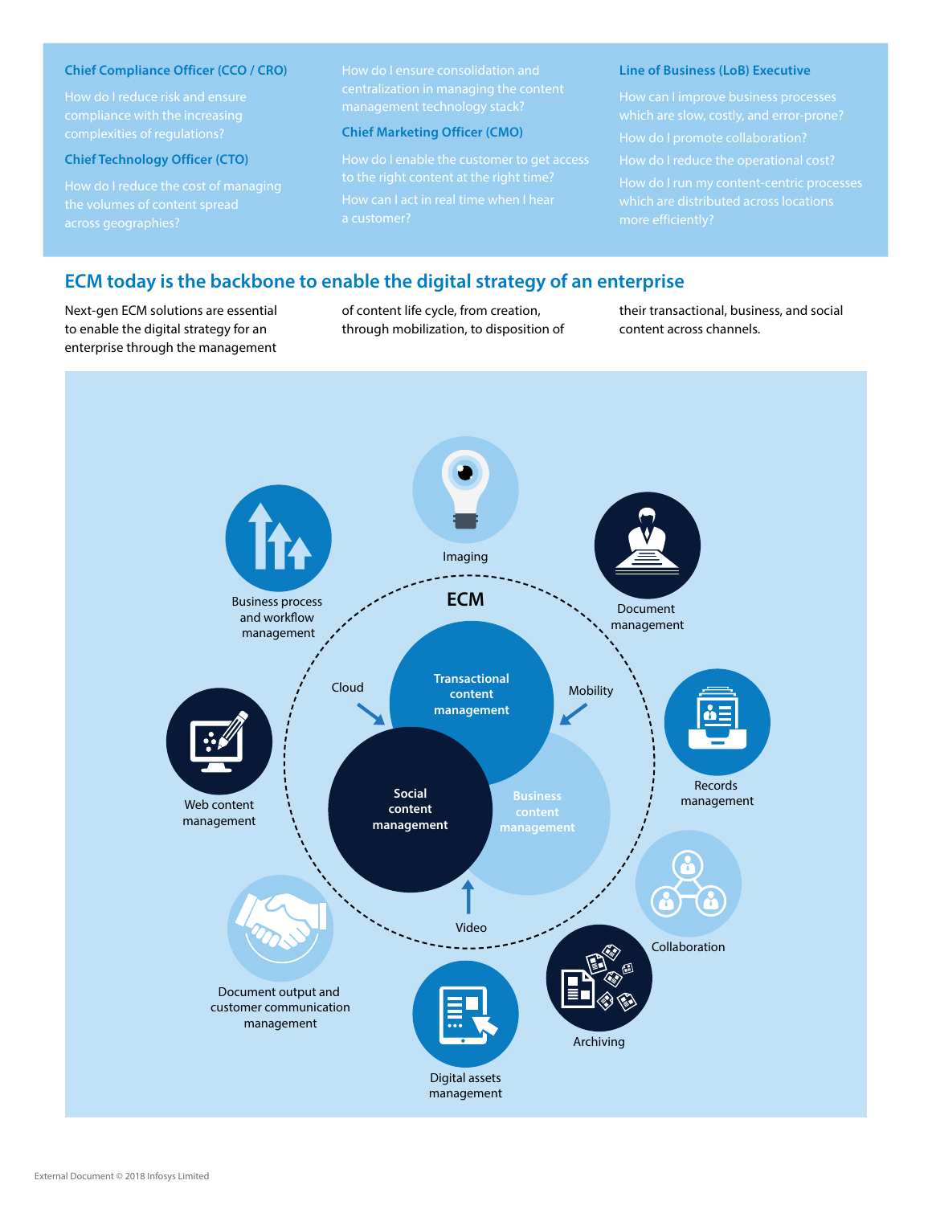**Chief Compliance Officer (CCO / CRO)**

How do I reduce risk and ensure compliance with the increasing complexities of regulations?

**Chief Technology Officer (CTO)**

How do I reduce the cost of managing the volumes of content spread across geographies?

How do I ensure consolidation and centralization in managing the content management technology stack?

**Chief Marketing Officer (CMO)**

How do I enable the customer to get access to the right content at the right time?

How can I act in real time when I hear a customer?

**Line of Business (LoB) Executive**

How can I improve business processes which are slow, costly, and error-prone?

How do I promote collaboration?

How do I reduce the operational cost?

How do I run my content-centric processes which are distributed across locations more efficiently?

## ECM today is the backbone to enable the digital strategy of an enterprise

Next-gen ECM solutions are essential to enable the digital strategy for an enterprise through the management of content life cycle, from creation, through mobilization, to disposition of their transactional, business, and social content across channels.

ECM

Transactional content management

Social content management

Business content management

Cloud

Mobility

Video

Imaging

Document management

Records management

Collaboration

Archiving

Digital assets management

Document output and customer communication management

Web content management

Business process and workflow management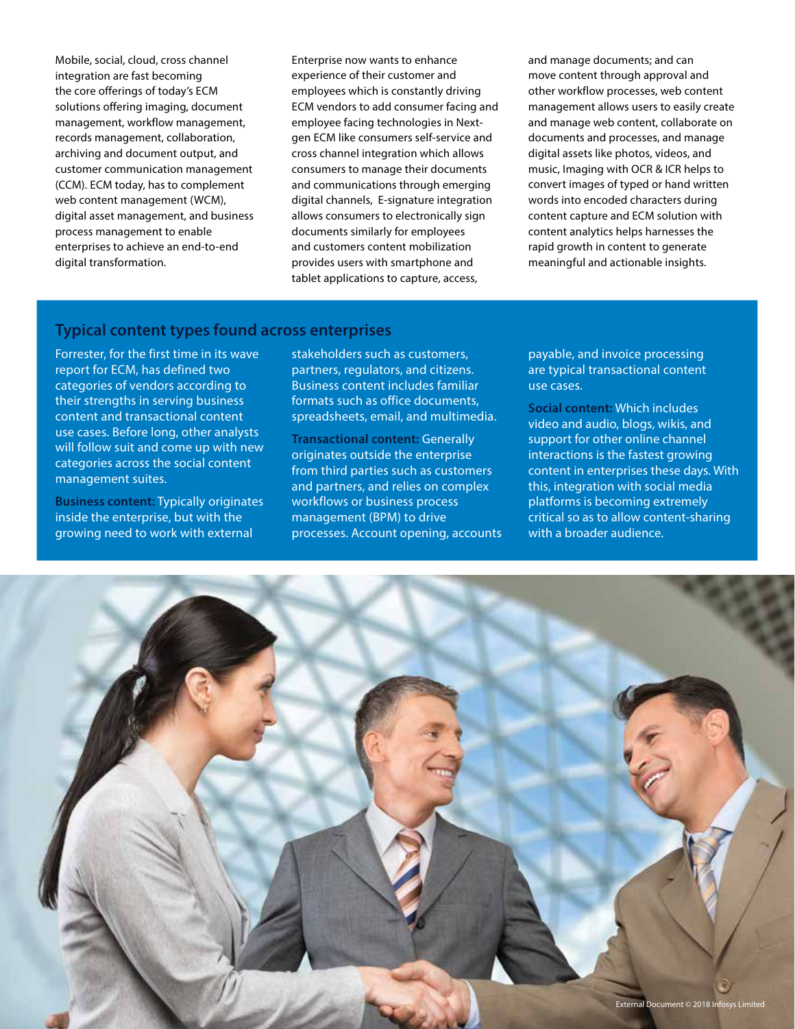Mobile, social, cloud, cross channel integration are fast becoming the core offerings of today's ECM solutions offering imaging, document management, workflow management, records management, collaboration, archiving and document output, and customer communication management (CCM). ECM today, has to complement web content management (WCM), digital asset management, and business process management to enable enterprises to achieve an end-to-end digital transformation.

Enterprise now wants to enhance experience of their customer and employees which is constantly driving ECM vendors to add consumer facing and employee facing technologies in Next-gen ECM like consumers self-service and cross channel integration which allows consumers to manage their documents and communications through emerging digital channels, E-signature integration allows consumers to electronically sign documents similarly for employees and customers content mobilization provides users with smartphone and tablet applications to capture, access, and manage documents; and can move content through approval and other workflow processes, web content management allows users to easily create and manage web content, collaborate on documents and processes, and manage digital assets like photos, videos, and music, Imaging with OCR & ICR helps to convert images of typed or hand written words into encoded characters during content capture and ECM solution with content analytics helps harnesses the rapid growth in content to generate meaningful and actionable insights.

## Typical content types found across enterprises

Forrester, for the first time in its wave report for ECM, has defined two categories of vendors according to their strengths in serving business content and transactional content use cases. Before long, other analysts will follow suit and come up with new categories across the social content management suites.

**Business content:** Typically originates inside the enterprise, but with the growing need to work with external stakeholders such as customers, partners, regulators, and citizens. Business content includes familiar formats such as office documents, spreadsheets, email, and multimedia.

**Transactional content:** Generally originates outside the enterprise from third parties such as customers and partners, and relies on complex workflows or business process management (BPM) to drive processes. Account opening, accounts payable, and invoice processing are typical transactional content use cases.

**Social content:** Which includes video and audio, blogs, wikis, and support for other online channel interactions is the fastest growing content in enterprises these days. With this, integration with social media platforms is becoming extremely critical so as to allow content-sharing with a broader audience.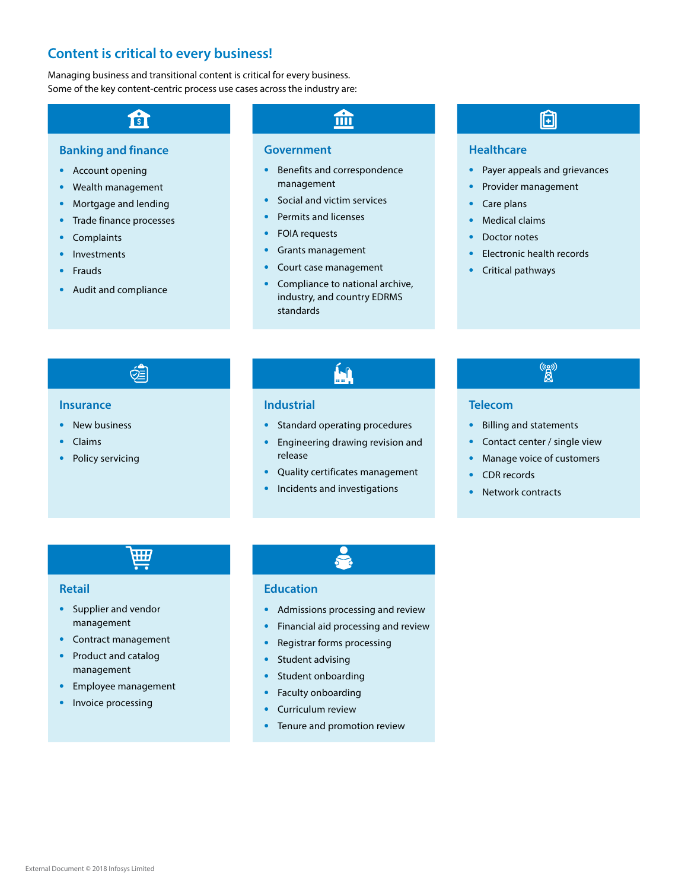## Content is critical to every business!

Managing business and transitional content is critical for every business.
Some of the key content-centric process use cases across the industry are:

### Banking and finance

- Account opening
- Wealth management
- Mortgage and lending
- Trade finance processes
- Complaints
- Investments
- Frauds
- Audit and compliance

### Government

- Benefits and correspondence management
- Social and victim services
- Permits and licenses
- FOIA requests
- Grants management
- Court case management
- Compliance to national archive, industry, and country EDRMS standards

### Healthcare

- Payer appeals and grievances
- Provider management
- Care plans
- Medical claims
- Doctor notes
- Electronic health records
- Critical pathways

### Insurance

- New business
- Claims
- Policy servicing

### Industrial

- Standard operating procedures
- Engineering drawing revision and release
- Quality certificates management
- Incidents and investigations

### Telecom

- Billing and statements
- Contact center / single view
- Manage voice of customers
- CDR records
- Network contracts

### Retail

- Supplier and vendor management
- Contract management
- Product and catalog management
- Employee management
- Invoice processing

### Education

- Admissions processing and review
- Financial aid processing and review
- Registrar forms processing
- Student advising
- Student onboarding
- Faculty onboarding
- Curriculum review
- Tenure and promotion review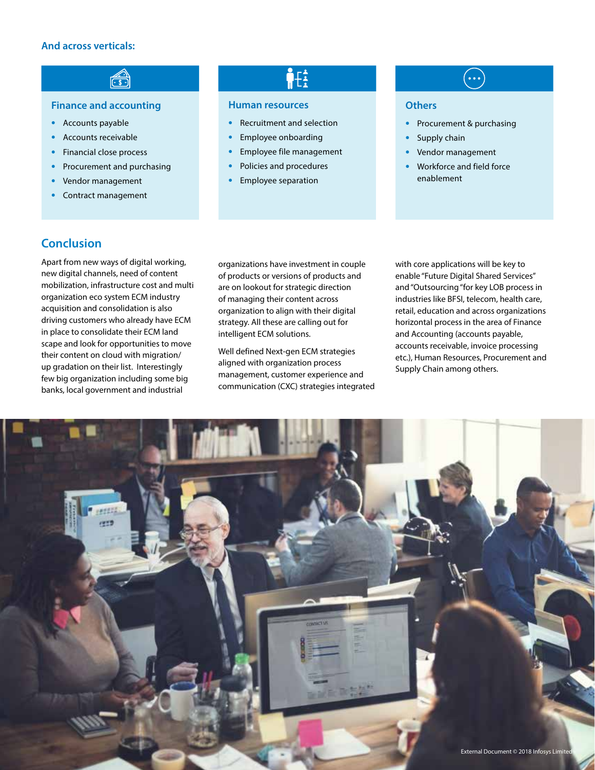### And across verticals:

#### Finance and accounting

- Accounts payable
- Accounts receivable
- Financial close process
- Procurement and purchasing
- Vendor management
- Contract management

#### Human resources

- Recruitment and selection
- Employee onboarding
- Employee file management
- Policies and procedures
- Employee separation

#### Others

- Procurement & purchasing
- Supply chain
- Vendor management
- Workforce and field force enablement

## Conclusion

Apart from new ways of digital working, new digital channels, need of content mobilization, infrastructure cost and multi organization eco system ECM industry acquisition and consolidation is also driving customers who already have ECM in place to consolidate their ECM land scape and look for opportunities to move their content on cloud with migration/ up gradation on their list. Interestingly few big organization including some big banks, local government and industrial organizations have investment in couple of products or versions of products and are on lookout for strategic direction of managing their content across organization to align with their digital strategy. All these are calling out for intelligent ECM solutions.

Well defined Next-gen ECM strategies aligned with organization process management, customer experience and communication (CXC) strategies integrated with core applications will be key to enable "Future Digital Shared Services" and "Outsourcing "for key LOB process in industries like BFSI, telecom, health care, retail, education and across organizations horizontal process in the area of Finance and Accounting (accounts payable, accounts receivable, invoice processing etc.), Human Resources, Procurement and Supply Chain among others.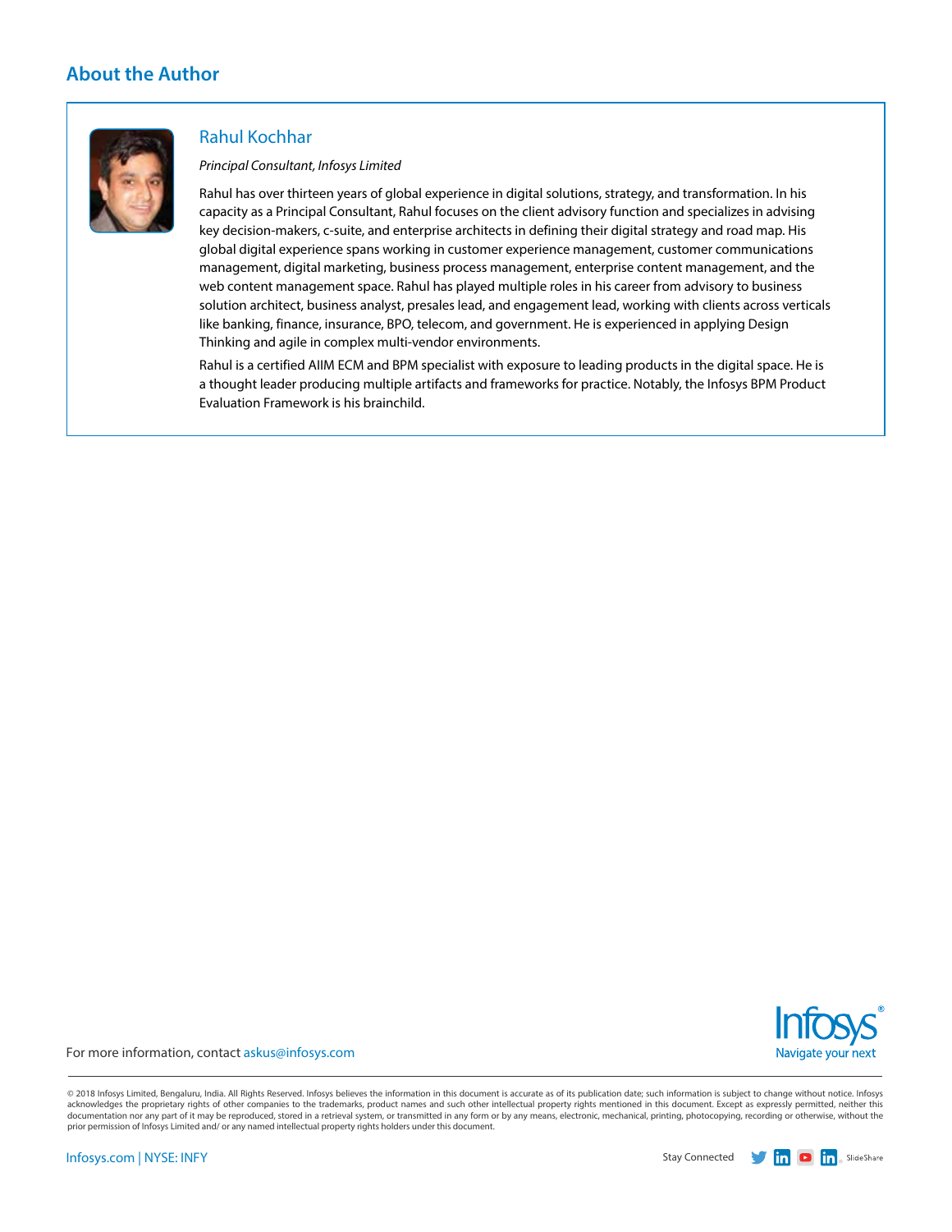## About the Author

### Rahul Kochhar

*Principal Consultant, Infosys Limited*

Rahul has over thirteen years of global experience in digital solutions, strategy, and transformation. In his capacity as a Principal Consultant, Rahul focuses on the client advisory function and specializes in advising key decision-makers, c-suite, and enterprise architects in defining their digital strategy and road map. His global digital experience spans working in customer experience management, customer communications management, digital marketing, business process management, enterprise content management, and the web content management space. Rahul has played multiple roles in his career from advisory to business solution architect, business analyst, presales lead, and engagement lead, working with clients across verticals like banking, finance, insurance, BPO, telecom, and government. He is experienced in applying Design Thinking and agile in complex multi-vendor environments.

Rahul is a certified AIIM ECM and BPM specialist with exposure to leading products in the digital space. He is a thought leader producing multiple artifacts and frameworks for practice. Notably, the Infosys BPM Product Evaluation Framework is his brainchild.

For more information, contact askus@infosys.com

Infosys®
Navigate your next

© 2018 Infosys Limited, Bengaluru, India. All Rights Reserved. Infosys believes the information in this document is accurate as of its publication date; such information is subject to change without notice. Infosys acknowledges the proprietary rights of other companies to the trademarks, product names and such other intellectual property rights mentioned in this document. Except as expressly permitted, neither this documentation nor any part of it may be reproduced, stored in a retrieval system, or transmitted in any form or by any means, electronic, mechanical, printing, photocopying, recording or otherwise, without the prior permission of Infosys Limited and/ or any named intellectual property rights holders under this document.

Infosys.com | NYSE: INFY

Stay Connected